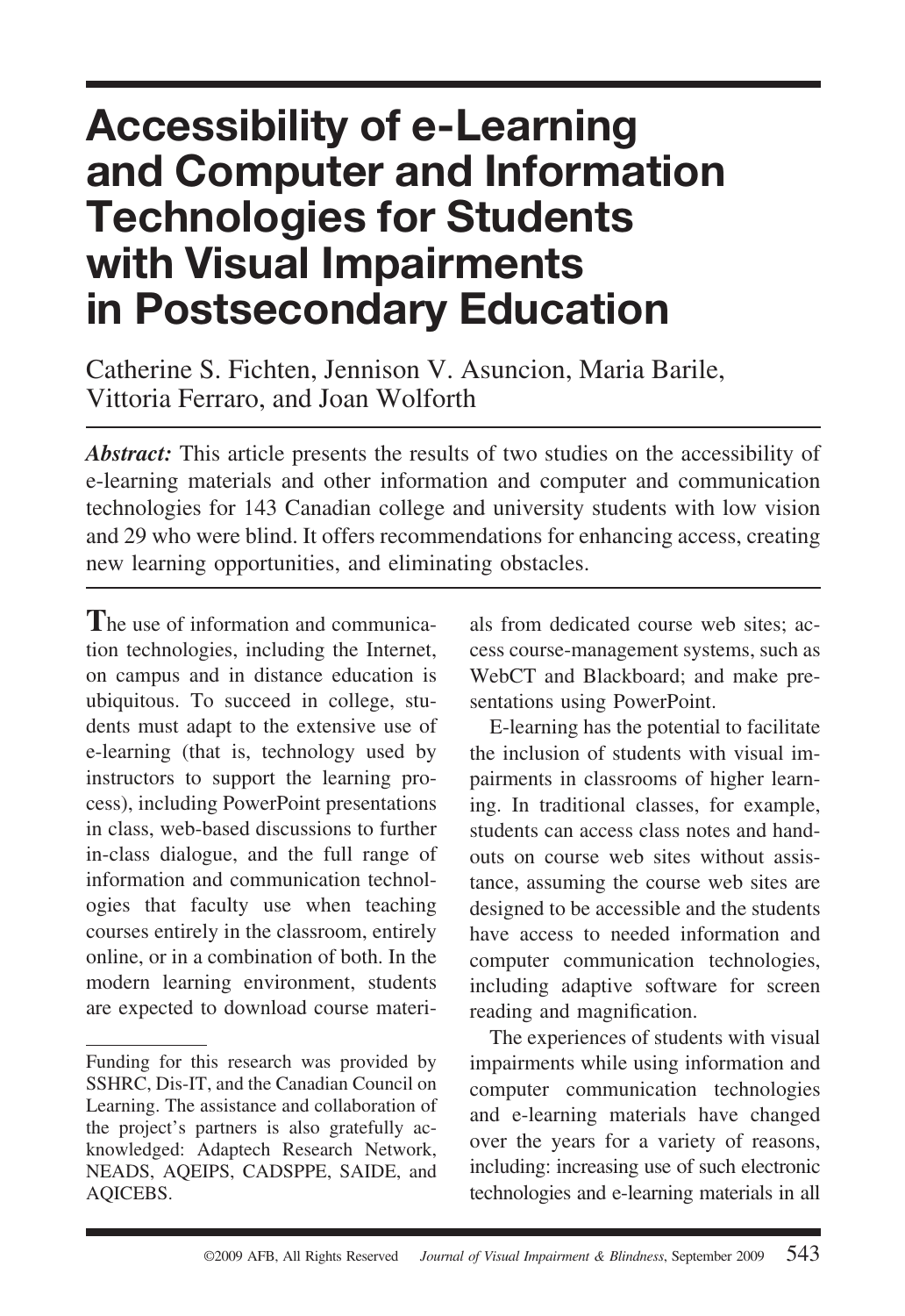# Accessibility of e-Learning and Computer and Information Technologies for Students with Visual Impairments in Postsecondary Education

Catherine S. Fichten, Jennison V. Asuncion, Maria Barile, Vittoria Ferraro, and Joan Wolforth

***Abstract:*** This article presents the results of two studies on the accessibility of e-learning materials and other information and computer and communication technologies for 143 Canadian college and university students with low vision and 29 who were blind. It offers recommendations for enhancing access, creating new learning opportunities, and eliminating obstacles.

The use of information and communication technologies, including the Internet, on campus and in distance education is ubiquitous. To succeed in college, students must adapt to the extensive use of e-learning (that is, technology used by instructors to support the learning process), including PowerPoint presentations in class, web-based discussions to further in-class dialogue, and the full range of information and communication technologies that faculty use when teaching courses entirely in the classroom, entirely online, or in a combination of both. In the modern learning environment, students are expected to download course materials from dedicated course web sites; access course-management systems, such as WebCT and Blackboard; and make presentations using PowerPoint.

E-learning has the potential to facilitate the inclusion of students with visual impairments in classrooms of higher learning. In traditional classes, for example, students can access class notes and handouts on course web sites without assistance, assuming the course web sites are designed to be accessible and the students have access to needed information and computer communication technologies, including adaptive software for screen reading and magnification.

The experiences of students with visual impairments while using information and computer communication technologies and e-learning materials have changed over the years for a variety of reasons, including: increasing use of such electronic technologies and e-learning materials in all

---

Funding for this research was provided by SSHRC, Dis-IT, and the Canadian Council on Learning. The assistance and collaboration of the project's partners is also gratefully acknowledged: Adaptech Research Network, NEADS, AQEIPS, CADSPPE, SAIDE, and AQICEBS.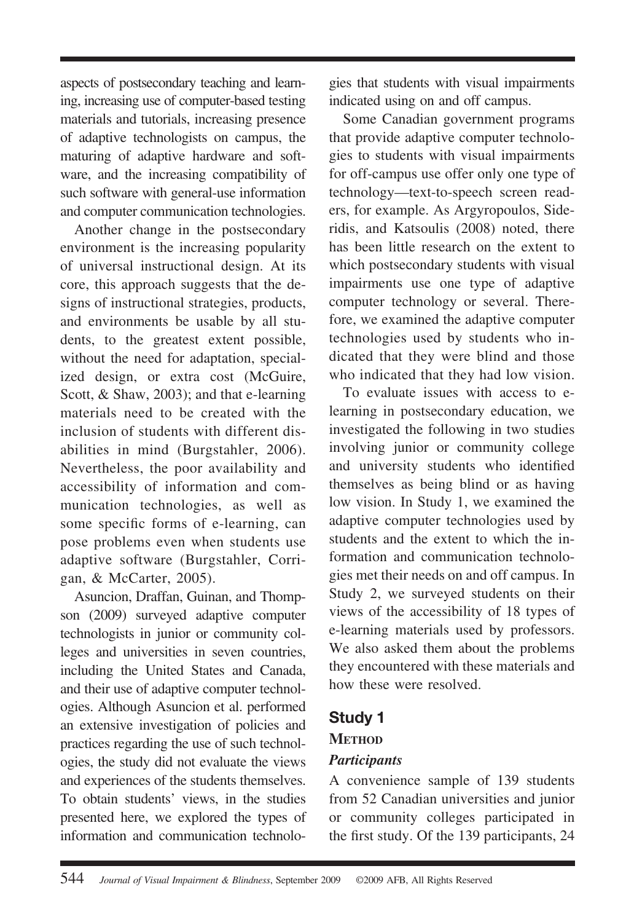aspects of postsecondary teaching and learning, increasing use of computer-based testing materials and tutorials, increasing presence of adaptive technologists on campus, the maturing of adaptive hardware and software, and the increasing compatibility of such software with general-use information and computer communication technologies.

Another change in the postsecondary environment is the increasing popularity of universal instructional design. At its core, this approach suggests that the designs of instructional strategies, products, and environments be usable by all students, to the greatest extent possible, without the need for adaptation, specialized design, or extra cost (McGuire, Scott, & Shaw, 2003); and that e-learning materials need to be created with the inclusion of students with different disabilities in mind (Burgstahler, 2006). Nevertheless, the poor availability and accessibility of information and communication technologies, as well as some specific forms of e-learning, can pose problems even when students use adaptive software (Burgstahler, Corrigan, & McCarter, 2005).

Asuncion, Draffan, Guinan, and Thompson (2009) surveyed adaptive computer technologists in junior or community colleges and universities in seven countries, including the United States and Canada, and their use of adaptive computer technologies. Although Asuncion et al. performed an extensive investigation of policies and practices regarding the use of such technologies, the study did not evaluate the views and experiences of the students themselves. To obtain students' views, in the studies presented here, we explored the types of information and communication technologies that students with visual impairments indicated using on and off campus.

Some Canadian government programs that provide adaptive computer technologies to students with visual impairments for off-campus use offer only one type of technology—text-to-speech screen readers, for example. As Argyropoulos, Sideridis, and Katsoulis (2008) noted, there has been little research on the extent to which postsecondary students with visual impairments use one type of adaptive computer technology or several. Therefore, we examined the adaptive computer technologies used by students who indicated that they were blind and those who indicated that they had low vision.

To evaluate issues with access to e-learning in postsecondary education, we investigated the following in two studies involving junior or community college and university students who identified themselves as being blind or as having low vision. In Study 1, we examined the adaptive computer technologies used by students and the extent to which the information and communication technologies met their needs on and off campus. In Study 2, we surveyed students on their views of the accessibility of 18 types of e-learning materials used by professors. We also asked them about the problems they encountered with these materials and how these were resolved.

## Study 1

### Method

#### *Participants*

A convenience sample of 139 students from 52 Canadian universities and junior or community colleges participated in the first study. Of the 139 participants, 24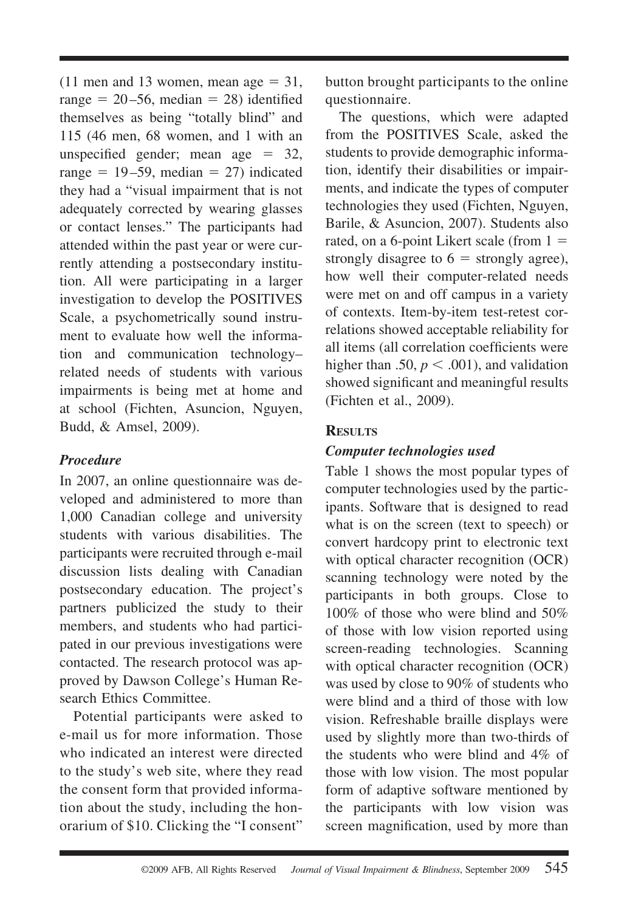(11 men and 13 women, mean age = 31, range = 20–56, median = 28) identified themselves as being "totally blind" and 115 (46 men, 68 women, and 1 with an unspecified gender; mean age = 32, range = 19–59, median = 27) indicated they had a "visual impairment that is not adequately corrected by wearing glasses or contact lenses." The participants had attended within the past year or were currently attending a postsecondary institution. All were participating in a larger investigation to develop the POSITIVES Scale, a psychometrically sound instrument to evaluate how well the information and communication technology–related needs of students with various impairments is being met at home and at school (Fichten, Asuncion, Nguyen, Budd, & Amsel, 2009).

### *Procedure*

In 2007, an online questionnaire was developed and administered to more than 1,000 Canadian college and university students with various disabilities. The participants were recruited through e-mail discussion lists dealing with Canadian postsecondary education. The project's partners publicized the study to their members, and students who had participated in our previous investigations were contacted. The research protocol was approved by Dawson College's Human Research Ethics Committee.

Potential participants were asked to e-mail us for more information. Those who indicated an interest were directed to the study's web site, where they read the consent form that provided information about the study, including the honorarium of $10. Clicking the "I consent" button brought participants to the online questionnaire.

The questions, which were adapted from the POSITIVES Scale, asked the students to provide demographic information, identify their disabilities or impairments, and indicate the types of computer technologies they used (Fichten, Nguyen, Barile, & Asuncion, 2007). Students also rated, on a 6-point Likert scale (from 1 = strongly disagree to 6 = strongly agree), how well their computer-related needs were met on and off campus in a variety of contexts. Item-by-item test-retest correlations showed acceptable reliability for all items (all correlation coefficients were higher than .50, $p < .001$), and validation showed significant and meaningful results (Fichten et al., 2009).

## **Results**

### *Computer technologies used*

Table 1 shows the most popular types of computer technologies used by the participants. Software that is designed to read what is on the screen (text to speech) or convert hardcopy print to electronic text with optical character recognition (OCR) scanning technology were noted by the participants in both groups. Close to 100% of those who were blind and 50% of those with low vision reported using screen-reading technologies. Scanning with optical character recognition (OCR) was used by close to 90% of students who were blind and a third of those with low vision. Refreshable braille displays were used by slightly more than two-thirds of the students who were blind and 4% of those with low vision. The most popular form of adaptive software mentioned by the participants with low vision was screen magnification, used by more than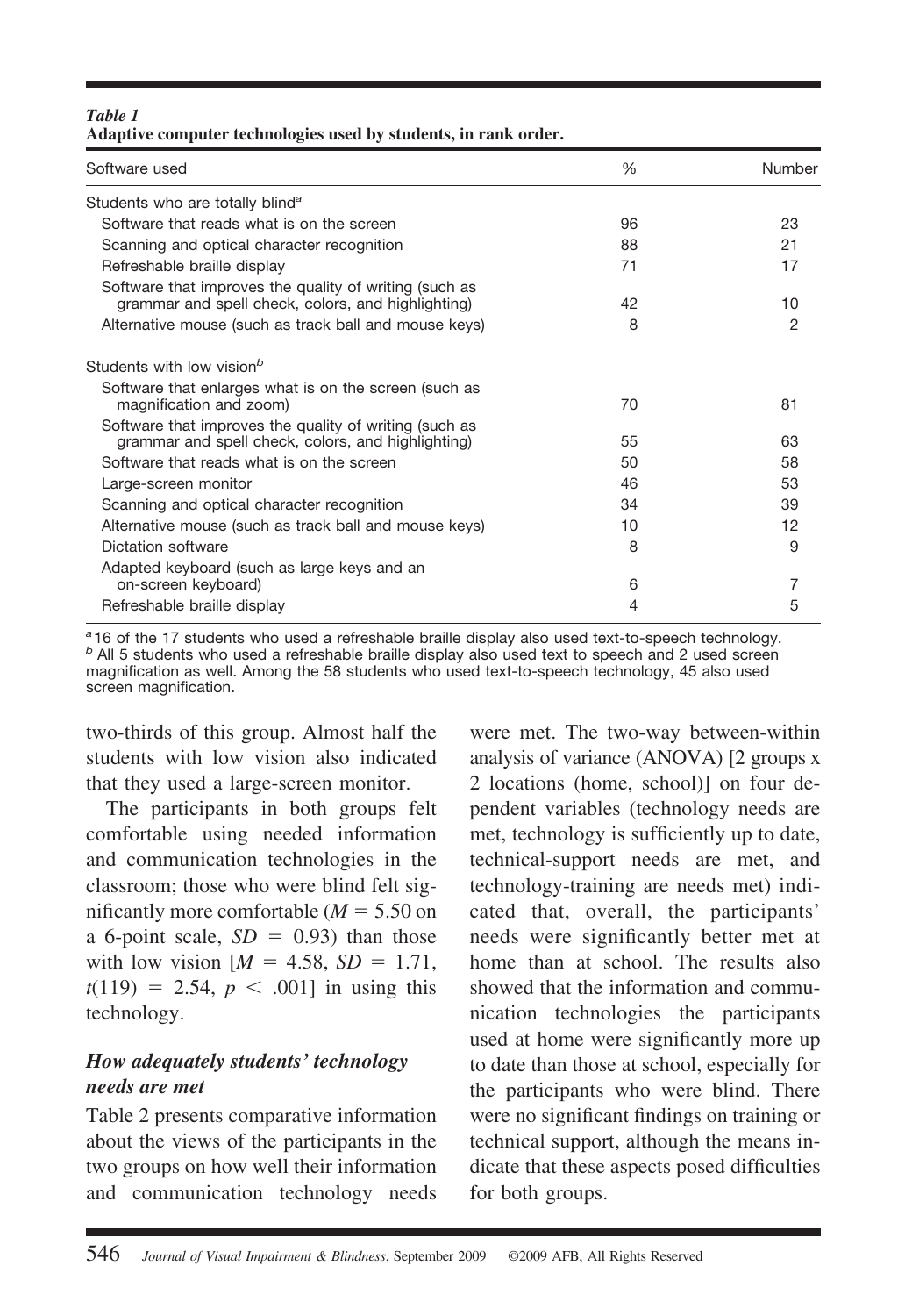*Table 1*
**Adaptive computer technologies used by students, in rank order.**

| Software used | % | Number |
|---|---|---|
| Students who are totally blind[a] | | |
| Software that reads what is on the screen | 96 | 23 |
| Scanning and optical character recognition | 88 | 21 |
| Refreshable braille display | 71 | 17 |
| Software that improves the quality of writing (such as grammar and spell check, colors, and highlighting) | 42 | 10 |
| Alternative mouse (such as track ball and mouse keys) | 8 | 2 |
| Students with low vision[b] | | |
| Software that enlarges what is on the screen (such as magnification and zoom) | 70 | 81 |
| Software that improves the quality of writing (such as grammar and spell check, colors, and highlighting) | 55 | 63 |
| Software that reads what is on the screen | 50 | 58 |
| Large-screen monitor | 46 | 53 |
| Scanning and optical character recognition | 34 | 39 |
| Alternative mouse (such as track ball and mouse keys) | 10 | 12 |
| Dictation software | 8 | 9 |
| Adapted keyboard (such as large keys and an on-screen keyboard) | 6 | 7 |
| Refreshable braille display | 4 | 5 |

[a] 16 of the 17 students who used a refreshable braille display also used text-to-speech technology.
[b] All 5 students who used a refreshable braille display also used text to speech and 2 used screen magnification as well. Among the 58 students who used text-to-speech technology, 45 also used screen magnification.

two-thirds of this group. Almost half the students with low vision also indicated that they used a large-screen monitor.

The participants in both groups felt comfortable using needed information and communication technologies in the classroom; those who were blind felt significantly more comfortable ($M = 5.50$ on a 6-point scale, $SD = 0.93$) than those with low vision [$M = 4.58$, $SD = 1.71$, $t(119) = 2.54$, $p < .001$] in using this technology.

### *How adequately students' technology needs are met*

Table 2 presents comparative information about the views of the participants in the two groups on how well their information and communication technology needs were met. The two-way between-within analysis of variance (ANOVA) [2 groups x 2 locations (home, school)] on four dependent variables (technology needs are met, technology is sufficiently up to date, technical-support needs are met, and technology-training are needs met) indicated that, overall, the participants' needs were significantly better met at home than at school. The results also showed that the information and communication technologies the participants used at home were significantly more up to date than those at school, especially for the participants who were blind. There were no significant findings on training or technical support, although the means indicate that these aspects posed difficulties for both groups.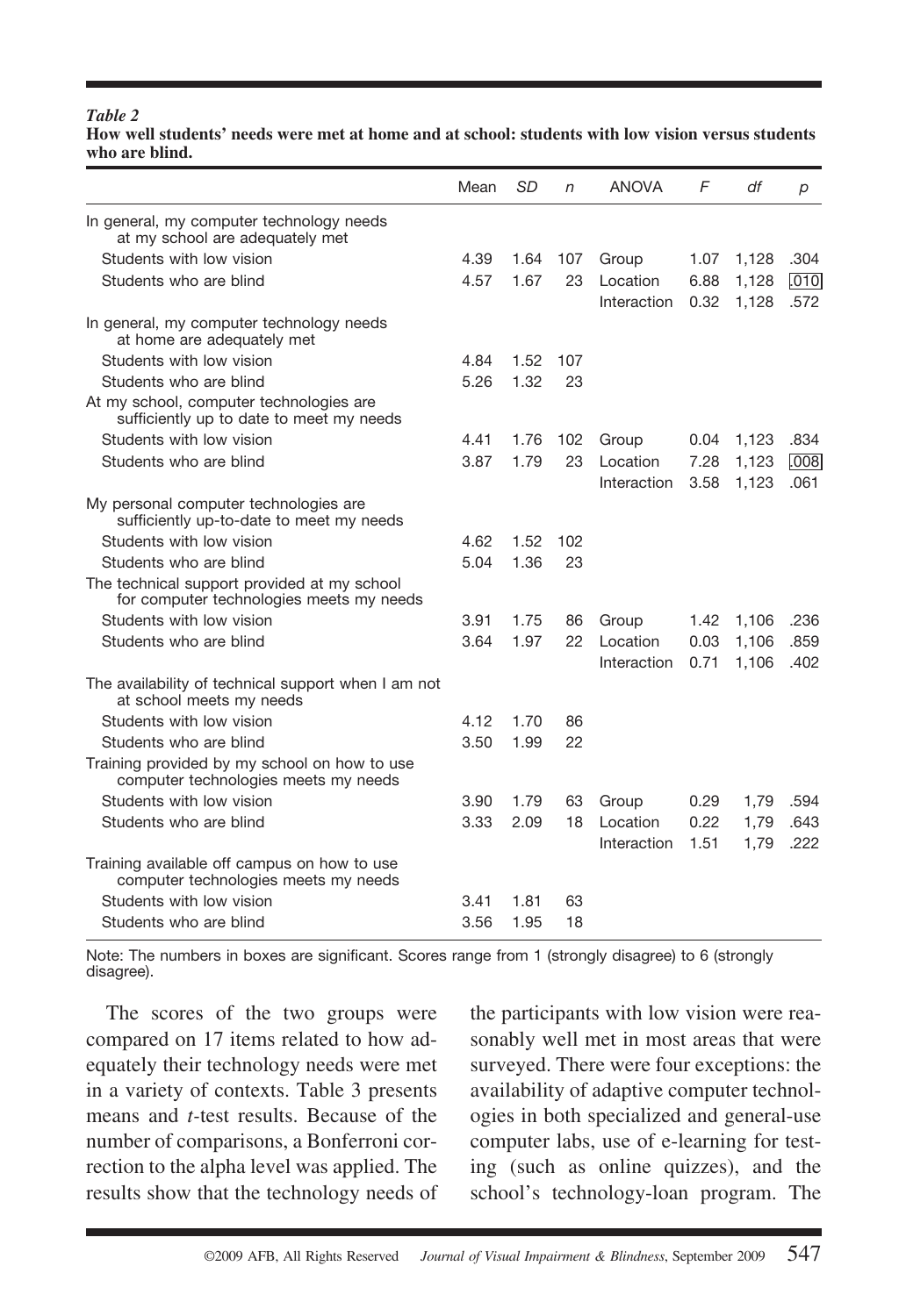*Table 2*
**How well students' needs were met at home and at school: students with low vision versus students who are blind.**

| | Mean | *SD* | *n* | ANOVA | *F* | *df* | *p* |
|---|---|---|---|---|---|---|---|
| In general, my computer technology needs at my school are adequately met | | | | | | | |
| Students with low vision | 4.39 | 1.64 | 107 | Group | 1.07 | 1,128 | .304 |
| Students who are blind | 4.57 | 1.67 | 23 | Location | 6.88 | 1,128 | [.010] |
| | | | | Interaction | 0.32 | 1,128 | .572 |
| In general, my computer technology needs at home are adequately met | | | | | | | |
| Students with low vision | 4.84 | 1.52 | 107 | | | | |
| Students who are blind | 5.26 | 1.32 | 23 | | | | |
| At my school, computer technologies are sufficiently up to date to meet my needs | | | | | | | |
| Students with low vision | 4.41 | 1.76 | 102 | Group | 0.04 | 1,123 | .834 |
| Students who are blind | 3.87 | 1.79 | 23 | Location | 7.28 | 1,123 | [.008] |
| | | | | Interaction | 3.58 | 1,123 | .061 |
| My personal computer technologies are sufficiently up-to-date to meet my needs | | | | | | | |
| Students with low vision | 4.62 | 1.52 | 102 | | | | |
| Students who are blind | 5.04 | 1.36 | 23 | | | | |
| The technical support provided at my school for computer technologies meets my needs | | | | | | | |
| Students with low vision | 3.91 | 1.75 | 86 | Group | 1.42 | 1,106 | .236 |
| Students who are blind | 3.64 | 1.97 | 22 | Location | 0.03 | 1,106 | .859 |
| | | | | Interaction | 0.71 | 1,106 | .402 |
| The availability of technical support when I am not at school meets my needs | | | | | | | |
| Students with low vision | 4.12 | 1.70 | 86 | | | | |
| Students who are blind | 3.50 | 1.99 | 22 | | | | |
| Training provided by my school on how to use computer technologies meets my needs | | | | | | | |
| Students with low vision | 3.90 | 1.79 | 63 | Group | 0.29 | 1,79 | .594 |
| Students who are blind | 3.33 | 2.09 | 18 | Location | 0.22 | 1,79 | .643 |
| | | | | Interaction | 1.51 | 1,79 | .222 |
| Training available off campus on how to use computer technologies meets my needs | | | | | | | |
| Students with low vision | 3.41 | 1.81 | 63 | | | | |
| Students who are blind | 3.56 | 1.95 | 18 | | | | |

Note: The numbers in boxes are significant. Scores range from 1 (strongly disagree) to 6 (strongly disagree).

The scores of the two groups were compared on 17 items related to how adequately their technology needs were met in a variety of contexts. Table 3 presents means and *t*-test results. Because of the number of comparisons, a Bonferroni correction to the alpha level was applied. The results show that the technology needs of the participants with low vision were reasonably well met in most areas that were surveyed. There were four exceptions: the availability of adaptive computer technologies in both specialized and general-use computer labs, use of e-learning for testing (such as online quizzes), and the school's technology-loan program. The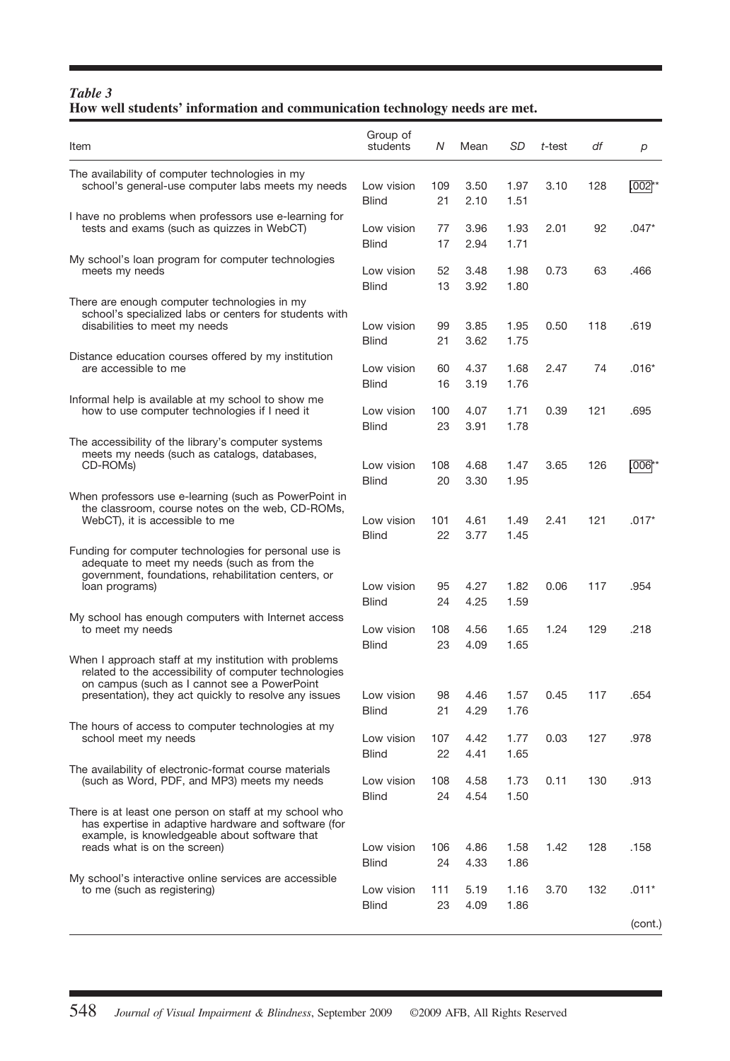*Table 3*
**How well students' information and communication technology needs are met.**

| Item | Group of students | *N* | Mean | *SD* | *t*-test | *df* | *p* |
|---|---|---|---|---|---|---|---|
| The availability of computer technologies in my school's general-use computer labs meets my needs | Low vision | 109 | 3.50 | 1.97 | 3.10 | 128 | .002** |
| | Blind | 21 | 2.10 | 1.51 | | | |
| I have no problems when professors use e-learning for tests and exams (such as quizzes in WebCT) | Low vision | 77 | 3.96 | 1.93 | 2.01 | 92 | .047* |
| | Blind | 17 | 2.94 | 1.71 | | | |
| My school's loan program for computer technologies meets my needs | Low vision | 52 | 3.48 | 1.98 | 0.73 | 63 | .466 |
| | Blind | 13 | 3.92 | 1.80 | | | |
| There are enough computer technologies in my school's specialized labs or centers for students with disabilities to meet my needs | Low vision | 99 | 3.85 | 1.95 | 0.50 | 118 | .619 |
| | Blind | 21 | 3.62 | 1.75 | | | |
| Distance education courses offered by my institution are accessible to me | Low vision | 60 | 4.37 | 1.68 | 2.47 | 74 | .016* |
| | Blind | 16 | 3.19 | 1.76 | | | |
| Informal help is available at my school to show me how to use computer technologies if I need it | Low vision | 100 | 4.07 | 1.71 | 0.39 | 121 | .695 |
| | Blind | 23 | 3.91 | 1.78 | | | |
| The accessibility of the library's computer systems meets my needs (such as catalogs, databases, CD-ROMs) | Low vision | 108 | 4.68 | 1.47 | 3.65 | 126 | .006** |
| | Blind | 20 | 3.30 | 1.95 | | | |
| When professors use e-learning (such as PowerPoint in the classroom, course notes on the web, CD-ROMs, WebCT), it is accessible to me | Low vision | 101 | 4.61 | 1.49 | 2.41 | 121 | .017* |
| | Blind | 22 | 3.77 | 1.45 | | | |
| Funding for computer technologies for personal use is adequate to meet my needs (such as from the government, foundations, rehabilitation centers, or loan programs) | Low vision | 95 | 4.27 | 1.82 | 0.06 | 117 | .954 |
| | Blind | 24 | 4.25 | 1.59 | | | |
| My school has enough computers with Internet access to meet my needs | Low vision | 108 | 4.56 | 1.65 | 1.24 | 129 | .218 |
| | Blind | 23 | 4.09 | 1.65 | | | |
| When I approach staff at my institution with problems related to the accessibility of computer technologies on campus (such as I cannot see a PowerPoint presentation), they act quickly to resolve any issues | Low vision | 98 | 4.46 | 1.57 | 0.45 | 117 | .654 |
| | Blind | 21 | 4.29 | 1.76 | | | |
| The hours of access to computer technologies at my school meet my needs | Low vision | 107 | 4.42 | 1.77 | 0.03 | 127 | .978 |
| | Blind | 22 | 4.41 | 1.65 | | | |
| The availability of electronic-format course materials (such as Word, PDF, and MP3) meets my needs | Low vision | 108 | 4.58 | 1.73 | 0.11 | 130 | .913 |
| | Blind | 24 | 4.54 | 1.50 | | | |
| There is at least one person on staff at my school who has expertise in adaptive hardware and software (for example, is knowledgeable about software that reads what is on the screen) | Low vision | 106 | 4.86 | 1.58 | 1.42 | 128 | .158 |
| | Blind | 24 | 4.33 | 1.86 | | | |
| My school's interactive online services are accessible to me (such as registering) | Low vision | 111 | 5.19 | 1.16 | 3.70 | 132 | .011* |
| | Blind | 23 | 4.09 | 1.86 | | | |

(cont.)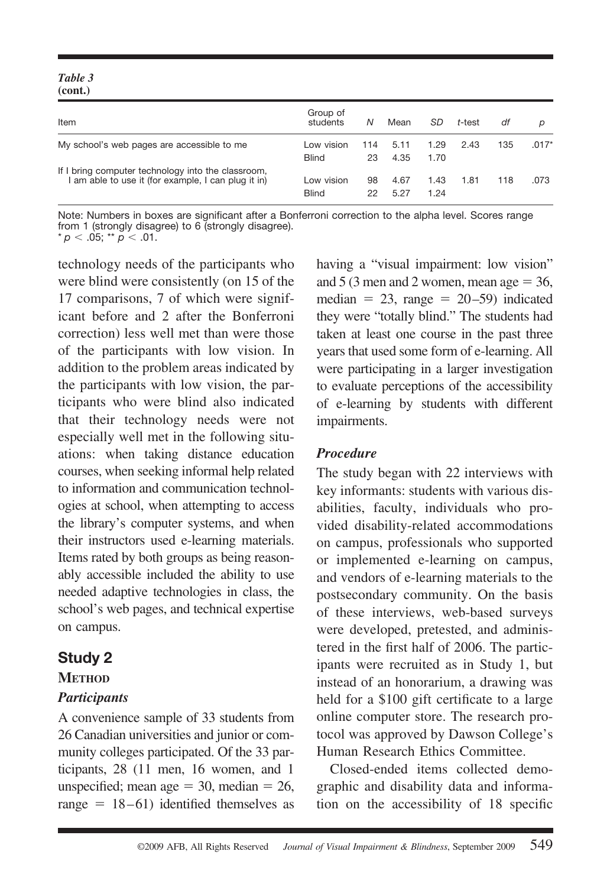*Table 3*
**(cont.)**

| Item | Group of students | N | Mean | SD | t-test | df | p |
|---|---|---|---|---|---|---|---|
| My school's web pages are accessible to me | Low vision | 114 | 5.11 | 1.29 | 2.43 | 135 | .017* |
| | Blind | 23 | 4.35 | 1.70 | | | |
| If I bring computer technology into the classroom, I am able to use it (for example, I can plug it in) | Low vision | 98 | 4.67 | 1.43 | 1.81 | 118 | .073 |
| | Blind | 22 | 5.27 | 1.24 | | | |

Note: Numbers in boxes are significant after a Bonferroni correction to the alpha level. Scores range from 1 (strongly disagree) to 6 (strongly disagree).
* $p < .05$; ** $p < .01$.

technology needs of the participants who were blind were consistently (on 15 of the 17 comparisons, 7 of which were significant before and 2 after the Bonferroni correction) less well met than were those of the participants with low vision. In addition to the problem areas indicated by the participants with low vision, the participants who were blind also indicated that their technology needs were not especially well met in the following situations: when taking distance education courses, when seeking informal help related to information and communication technologies at school, when attempting to access the library's computer systems, and when their instructors used e-learning materials. Items rated by both groups as being reasonably accessible included the ability to use needed adaptive technologies in class, the school's web pages, and technical expertise on campus.

## Study 2

### Method

#### *Participants*

A convenience sample of 33 students from 26 Canadian universities and junior or community colleges participated. Of the 33 participants, 28 (11 men, 16 women, and 1 unspecified; mean age = 30, median = 26, range = 18–61) identified themselves as having a "visual impairment: low vision" and 5 (3 men and 2 women, mean age = 36, median = 23, range = 20–59) indicated they were "totally blind." The students had taken at least one course in the past three years that used some form of e-learning. All were participating in a larger investigation to evaluate perceptions of the accessibility of e-learning by students with different impairments.

#### *Procedure*

The study began with 22 interviews with key informants: students with various disabilities, faculty, individuals who provided disability-related accommodations on campus, professionals who supported or implemented e-learning on campus, and vendors of e-learning materials to the postsecondary community. On the basis of these interviews, web-based surveys were developed, pretested, and administered in the first half of 2006. The participants were recruited as in Study 1, but instead of an honorarium, a drawing was held for a $100 gift certificate to a large online computer store. The research protocol was approved by Dawson College's Human Research Ethics Committee.

Closed-ended items collected demographic and disability data and information on the accessibility of 18 specific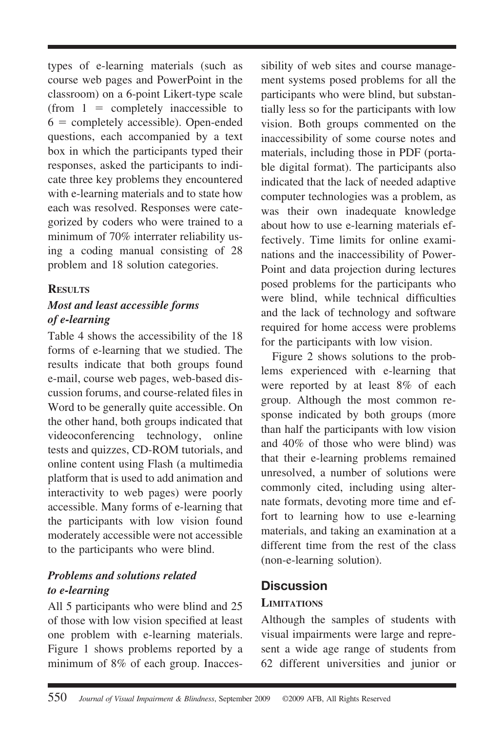types of e-learning materials (such as course web pages and PowerPoint in the classroom) on a 6-point Likert-type scale (from 1 = completely inaccessible to 6 = completely accessible). Open-ended questions, each accompanied by a text box in which the participants typed their responses, asked the participants to indicate three key problems they encountered with e-learning materials and to state how each was resolved. Responses were categorized by coders who were trained to a minimum of 70% interrater reliability using a coding manual consisting of 28 problem and 18 solution categories.

### Results

#### *Most and least accessible forms of e-learning*

Table 4 shows the accessibility of the 18 forms of e-learning that we studied. The results indicate that both groups found e-mail, course web pages, web-based discussion forums, and course-related files in Word to be generally quite accessible. On the other hand, both groups indicated that videoconferencing technology, online tests and quizzes, CD-ROM tutorials, and online content using Flash (a multimedia platform that is used to add animation and interactivity to web pages) were poorly accessible. Many forms of e-learning that the participants with low vision found moderately accessible were not accessible to the participants who were blind.

#### *Problems and solutions related to e-learning*

All 5 participants who were blind and 25 of those with low vision specified at least one problem with e-learning materials. Figure 1 shows problems reported by a minimum of 8% of each group. Inaccessibility of web sites and course management systems posed problems for all the participants who were blind, but substantially less so for the participants with low vision. Both groups commented on the inaccessibility of some course notes and materials, including those in PDF (portable digital format). The participants also indicated that the lack of needed adaptive computer technologies was a problem, as was their own inadequate knowledge about how to use e-learning materials effectively. Time limits for online examinations and the inaccessibility of PowerPoint and data projection during lectures posed problems for the participants who were blind, while technical difficulties and the lack of technology and software required for home access were problems for the participants with low vision.

Figure 2 shows solutions to the problems experienced with e-learning that were reported by at least 8% of each group. Although the most common response indicated by both groups (more than half the participants with low vision and 40% of those who were blind) was that their e-learning problems remained unresolved, a number of solutions were commonly cited, including using alternate formats, devoting more time and effort to learning how to use e-learning materials, and taking an examination at a different time from the rest of the class (non-e-learning solution).

## Discussion

### Limitations

Although the samples of students with visual impairments were large and represent a wide age range of students from 62 different universities and junior or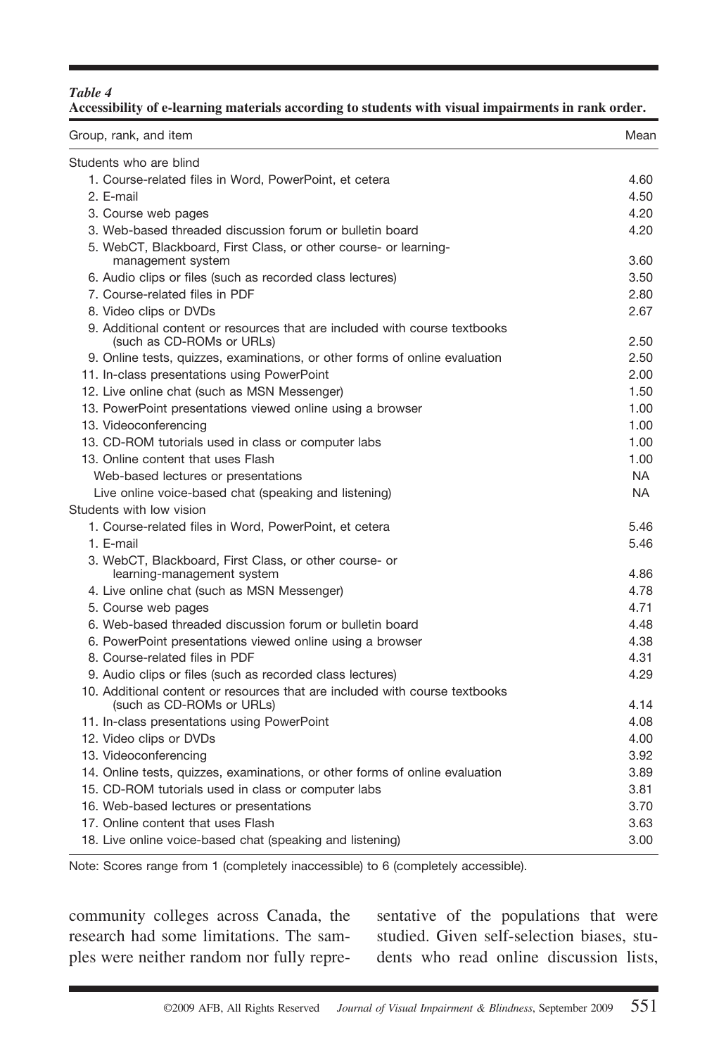*Table 4*
**Accessibility of e-learning materials according to students with visual impairments in rank order.**

| Group, rank, and item | Mean |
|---|---|
| Students who are blind | |
| 1. Course-related files in Word, PowerPoint, et cetera | 4.60 |
| 2. E-mail | 4.50 |
| 3. Course web pages | 4.20 |
| 3. Web-based threaded discussion forum or bulletin board | 4.20 |
| 5. WebCT, Blackboard, First Class, or other course- or learning-management system | 3.60 |
| 6. Audio clips or files (such as recorded class lectures) | 3.50 |
| 7. Course-related files in PDF | 2.80 |
| 8. Video clips or DVDs | 2.67 |
| 9. Additional content or resources that are included with course textbooks (such as CD-ROMs or URLs) | 2.50 |
| 9. Online tests, quizzes, examinations, or other forms of online evaluation | 2.50 |
| 11. In-class presentations using PowerPoint | 2.00 |
| 12. Live online chat (such as MSN Messenger) | 1.50 |
| 13. PowerPoint presentations viewed online using a browser | 1.00 |
| 13. Videoconferencing | 1.00 |
| 13. CD-ROM tutorials used in class or computer labs | 1.00 |
| 13. Online content that uses Flash | 1.00 |
| Web-based lectures or presentations | NA |
| Live online voice-based chat (speaking and listening) | NA |
| Students with low vision | |
| 1. Course-related files in Word, PowerPoint, et cetera | 5.46 |
| 1. E-mail | 5.46 |
| 3. WebCT, Blackboard, First Class, or other course- or learning-management system | 4.86 |
| 4. Live online chat (such as MSN Messenger) | 4.78 |
| 5. Course web pages | 4.71 |
| 6. Web-based threaded discussion forum or bulletin board | 4.48 |
| 6. PowerPoint presentations viewed online using a browser | 4.38 |
| 8. Course-related files in PDF | 4.31 |
| 9. Audio clips or files (such as recorded class lectures) | 4.29 |
| 10. Additional content or resources that are included with course textbooks (such as CD-ROMs or URLs) | 4.14 |
| 11. In-class presentations using PowerPoint | 4.08 |
| 12. Video clips or DVDs | 4.00 |
| 13. Videoconferencing | 3.92 |
| 14. Online tests, quizzes, examinations, or other forms of online evaluation | 3.89 |
| 15. CD-ROM tutorials used in class or computer labs | 3.81 |
| 16. Web-based lectures or presentations | 3.70 |
| 17. Online content that uses Flash | 3.63 |
| 18. Live online voice-based chat (speaking and listening) | 3.00 |

Note: Scores range from 1 (completely inaccessible) to 6 (completely accessible).

community colleges across Canada, the research had some limitations. The samples were neither random nor fully representative of the populations that were studied. Given self-selection biases, students who read online discussion lists,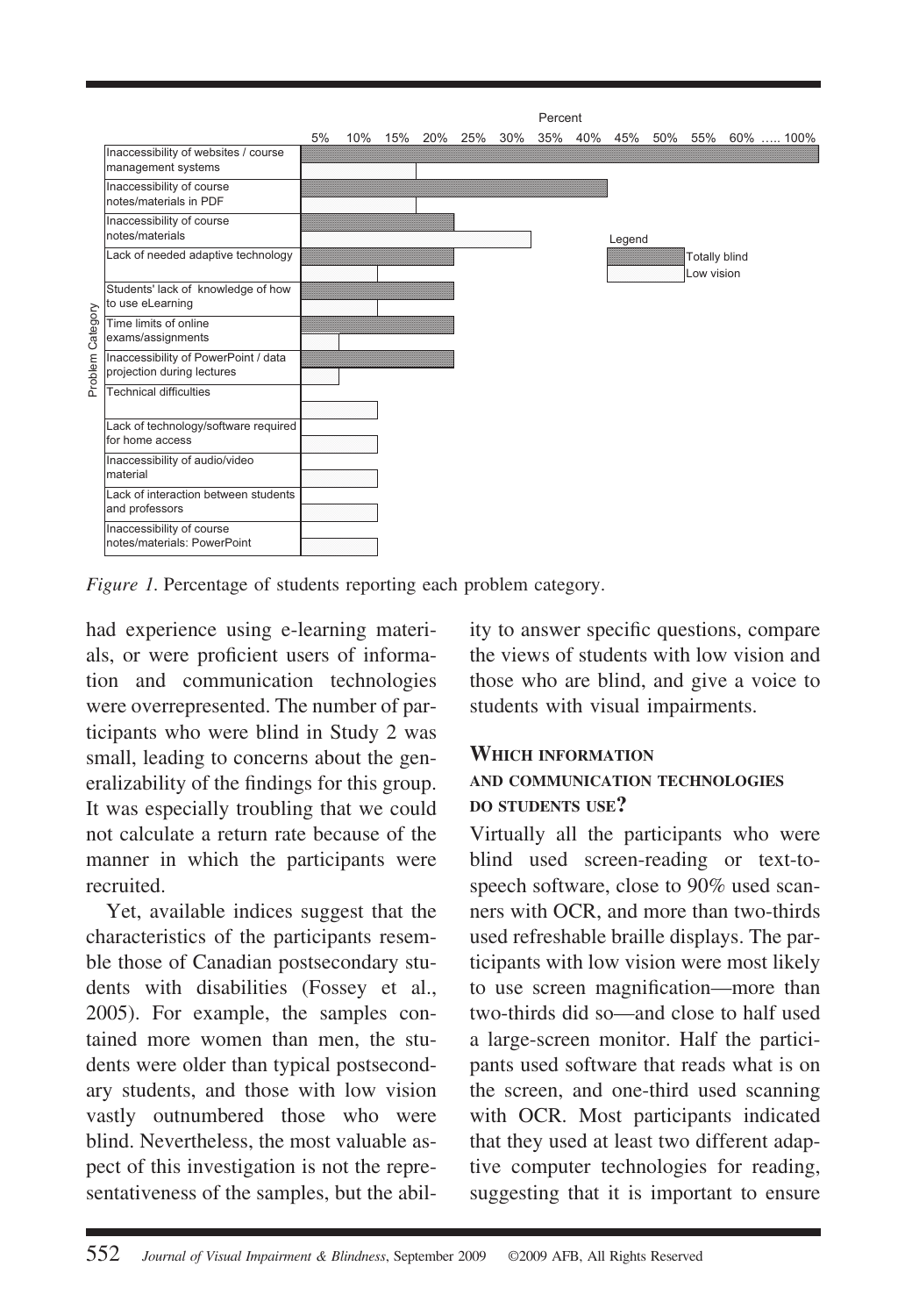*Figure 1*. Percentage of students reporting each problem category.

had experience using e-learning materials, or were proficient users of information and communication technologies were overrepresented. The number of participants who were blind in Study 2 was small, leading to concerns about the generalizability of the findings for this group. It was especially troubling that we could not calculate a return rate because of the manner in which the participants were recruited.

Yet, available indices suggest that the characteristics of the participants resemble those of Canadian postsecondary students with disabilities (Fossey et al., 2005). For example, the samples contained more women than men, the students were older than typical postsecondary students, and those with low vision vastly outnumbered those who were blind. Nevertheless, the most valuable aspect of this investigation is not the representativeness of the samples, but the ability to answer specific questions, compare the views of students with low vision and those who are blind, and give a voice to students with visual impairments.

## Which information and communication technologies do students use?

Virtually all the participants who were blind used screen-reading or text-to-speech software, close to 90% used scanners with OCR, and more than two-thirds used refreshable braille displays. The participants with low vision were most likely to use screen magnification—more than two-thirds did so—and close to half used a large-screen monitor. Half the participants used software that reads what is on the screen, and one-third used scanning with OCR. Most participants indicated that they used at least two different adaptive computer technologies for reading, suggesting that it is important to ensure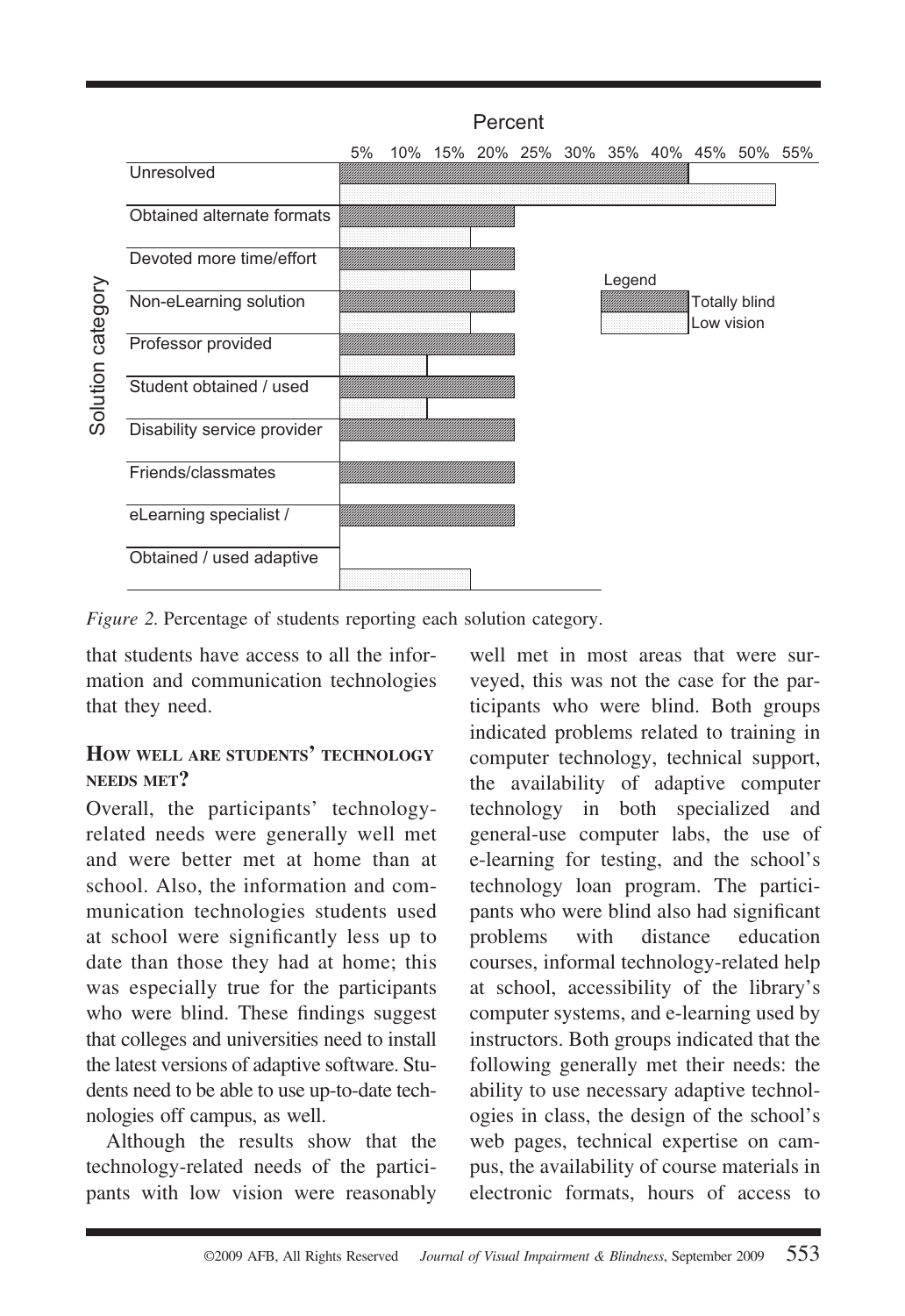Figure 2. Percentage of students reporting each solution category.

that students have access to all the information and communication technologies that they need.

### How well are students' technology needs met?

Overall, the participants' technology-related needs were generally well met and were better met at home than at school. Also, the information and communication technologies students used at school were significantly less up to date than those they had at home; this was especially true for the participants who were blind. These findings suggest that colleges and universities need to install the latest versions of adaptive software. Students need to be able to use up-to-date technologies off campus, as well.

Although the results show that the technology-related needs of the participants with low vision were reasonably well met in most areas that were surveyed, this was not the case for the participants who were blind. Both groups indicated problems related to training in computer technology, technical support, the availability of adaptive computer technology in both specialized and general-use computer labs, the use of e-learning for testing, and the school's technology loan program. The participants who were blind also had significant problems with distance education courses, informal technology-related help at school, accessibility of the library's computer systems, and e-learning used by instructors. Both groups indicated that the following generally met their needs: the ability to use necessary adaptive technologies in class, the design of the school's web pages, technical expertise on campus, the availability of course materials in electronic formats, hours of access to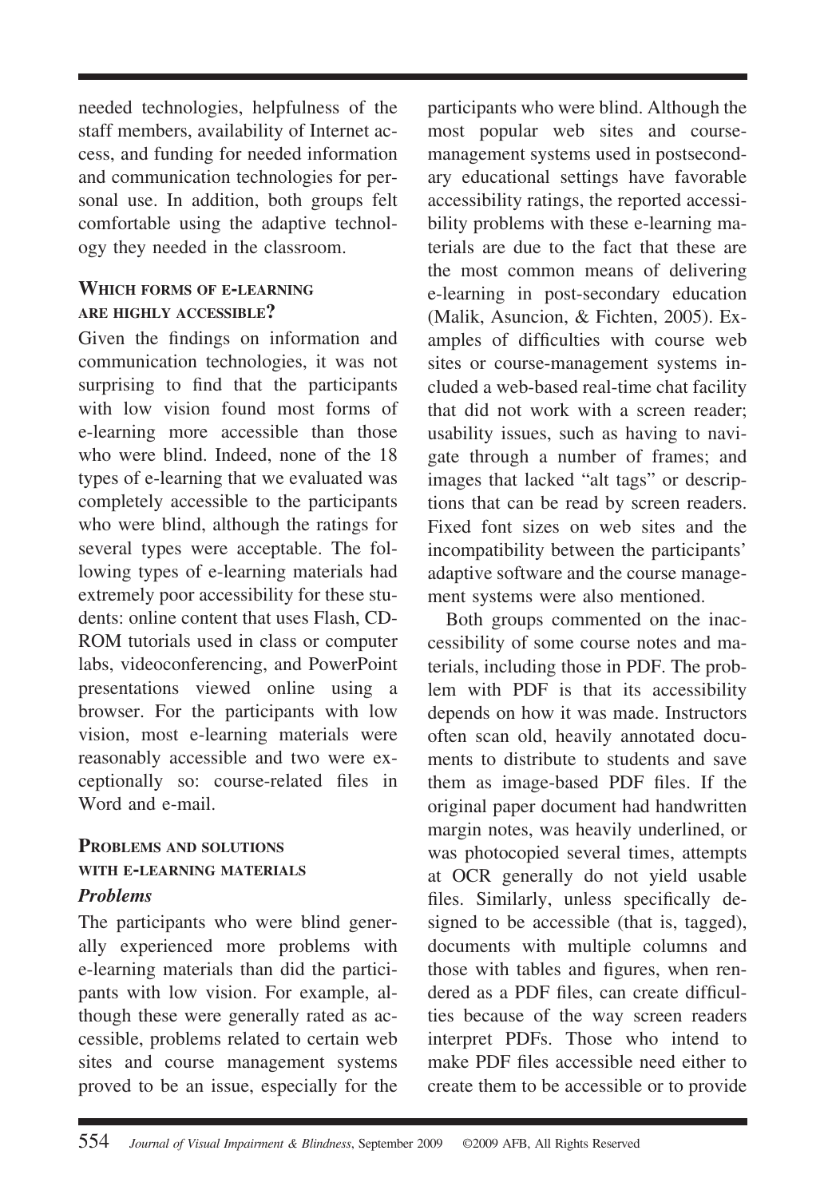needed technologies, helpfulness of the staff members, availability of Internet access, and funding for needed information and communication technologies for personal use. In addition, both groups felt comfortable using the adaptive technology they needed in the classroom.

### Which forms of e-learning are highly accessible?

Given the findings on information and communication technologies, it was not surprising to find that the participants with low vision found most forms of e-learning more accessible than those who were blind. Indeed, none of the 18 types of e-learning that we evaluated was completely accessible to the participants who were blind, although the ratings for several types were acceptable. The following types of e-learning materials had extremely poor accessibility for these students: online content that uses Flash, CD-ROM tutorials used in class or computer labs, videoconferencing, and PowerPoint presentations viewed online using a browser. For the participants with low vision, most e-learning materials were reasonably accessible and two were exceptionally so: course-related files in Word and e-mail.

### Problems and solutions with e-learning materials

#### *Problems*

The participants who were blind generally experienced more problems with e-learning materials than did the participants with low vision. For example, although these were generally rated as accessible, problems related to certain web sites and course management systems proved to be an issue, especially for the participants who were blind. Although the most popular web sites and course-management systems used in postsecondary educational settings have favorable accessibility ratings, the reported accessibility problems with these e-learning materials are due to the fact that these are the most common means of delivering e-learning in post-secondary education (Malik, Asuncion, & Fichten, 2005). Examples of difficulties with course web sites or course-management systems included a web-based real-time chat facility that did not work with a screen reader; usability issues, such as having to navigate through a number of frames; and images that lacked "alt tags" or descriptions that can be read by screen readers. Fixed font sizes on web sites and the incompatibility between the participants' adaptive software and the course management systems were also mentioned.

Both groups commented on the inaccessibility of some course notes and materials, including those in PDF. The problem with PDF is that its accessibility depends on how it was made. Instructors often scan old, heavily annotated documents to distribute to students and save them as image-based PDF files. If the original paper document had handwritten margin notes, was heavily underlined, or was photocopied several times, attempts at OCR generally do not yield usable files. Similarly, unless specifically designed to be accessible (that is, tagged), documents with multiple columns and those with tables and figures, when rendered as a PDF files, can create difficulties because of the way screen readers interpret PDFs. Those who intend to make PDF files accessible need either to create them to be accessible or to provide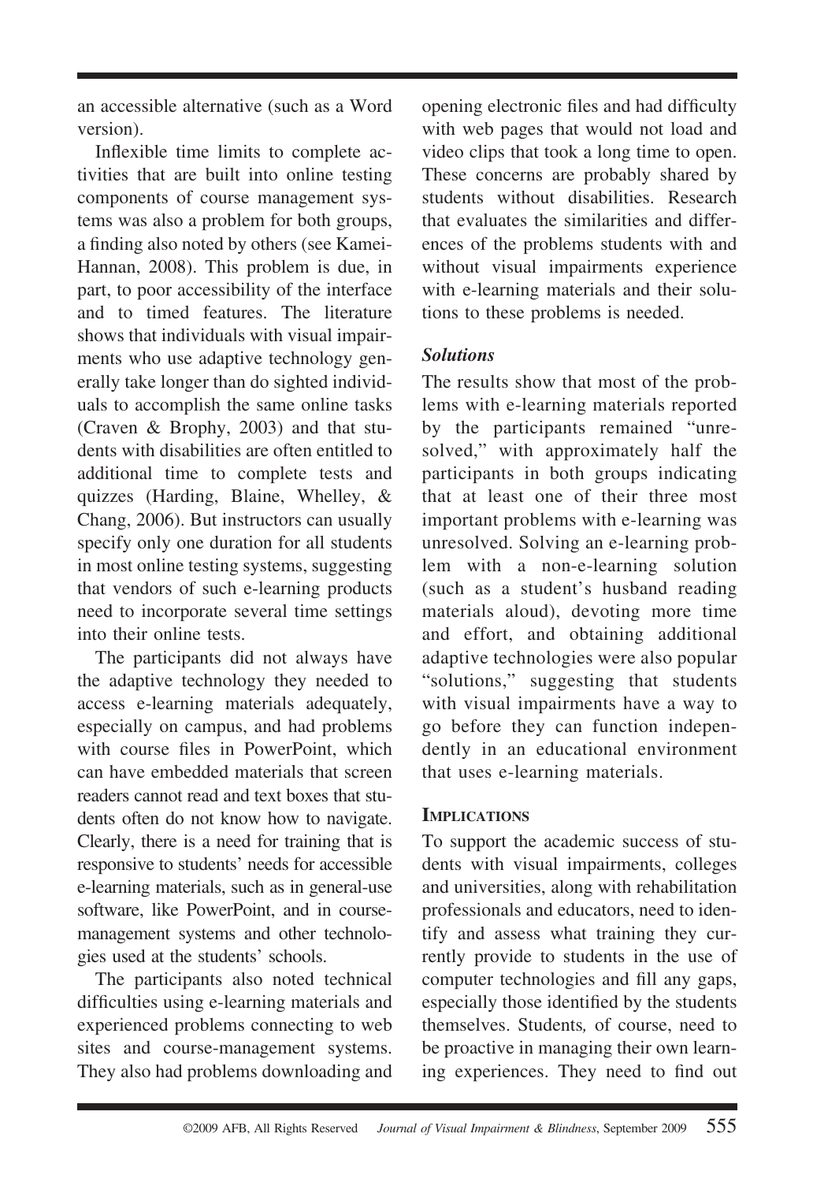an accessible alternative (such as a Word version).

Inflexible time limits to complete activities that are built into online testing components of course management systems was also a problem for both groups, a finding also noted by others (see Kamei-Hannan, 2008). This problem is due, in part, to poor accessibility of the interface and to timed features. The literature shows that individuals with visual impairments who use adaptive technology generally take longer than do sighted individuals to accomplish the same online tasks (Craven & Brophy, 2003) and that students with disabilities are often entitled to additional time to complete tests and quizzes (Harding, Blaine, Whelley, & Chang, 2006). But instructors can usually specify only one duration for all students in most online testing systems, suggesting that vendors of such e-learning products need to incorporate several time settings into their online tests.

The participants did not always have the adaptive technology they needed to access e-learning materials adequately, especially on campus, and had problems with course files in PowerPoint, which can have embedded materials that screen readers cannot read and text boxes that students often do not know how to navigate. Clearly, there is a need for training that is responsive to students' needs for accessible e-learning materials, such as in general-use software, like PowerPoint, and in course-management systems and other technologies used at the students' schools.

The participants also noted technical difficulties using e-learning materials and experienced problems connecting to web sites and course-management systems. They also had problems downloading and opening electronic files and had difficulty with web pages that would not load and video clips that took a long time to open. These concerns are probably shared by students without disabilities. Research that evaluates the similarities and differences of the problems students with and without visual impairments experience with e-learning materials and their solutions to these problems is needed.

### *Solutions*

The results show that most of the problems with e-learning materials reported by the participants remained "unresolved," with approximately half the participants in both groups indicating that at least one of their three most important problems with e-learning was unresolved. Solving an e-learning problem with a non-e-learning solution (such as a student's husband reading materials aloud), devoting more time and effort, and obtaining additional adaptive technologies were also popular "solutions," suggesting that students with visual impairments have a way to go before they can function independently in an educational environment that uses e-learning materials.

## Implications

To support the academic success of students with visual impairments, colleges and universities, along with rehabilitation professionals and educators, need to identify and assess what training they currently provide to students in the use of computer technologies and fill any gaps, especially those identified by the students themselves. Students, of course, need to be proactive in managing their own learning experiences. They need to find out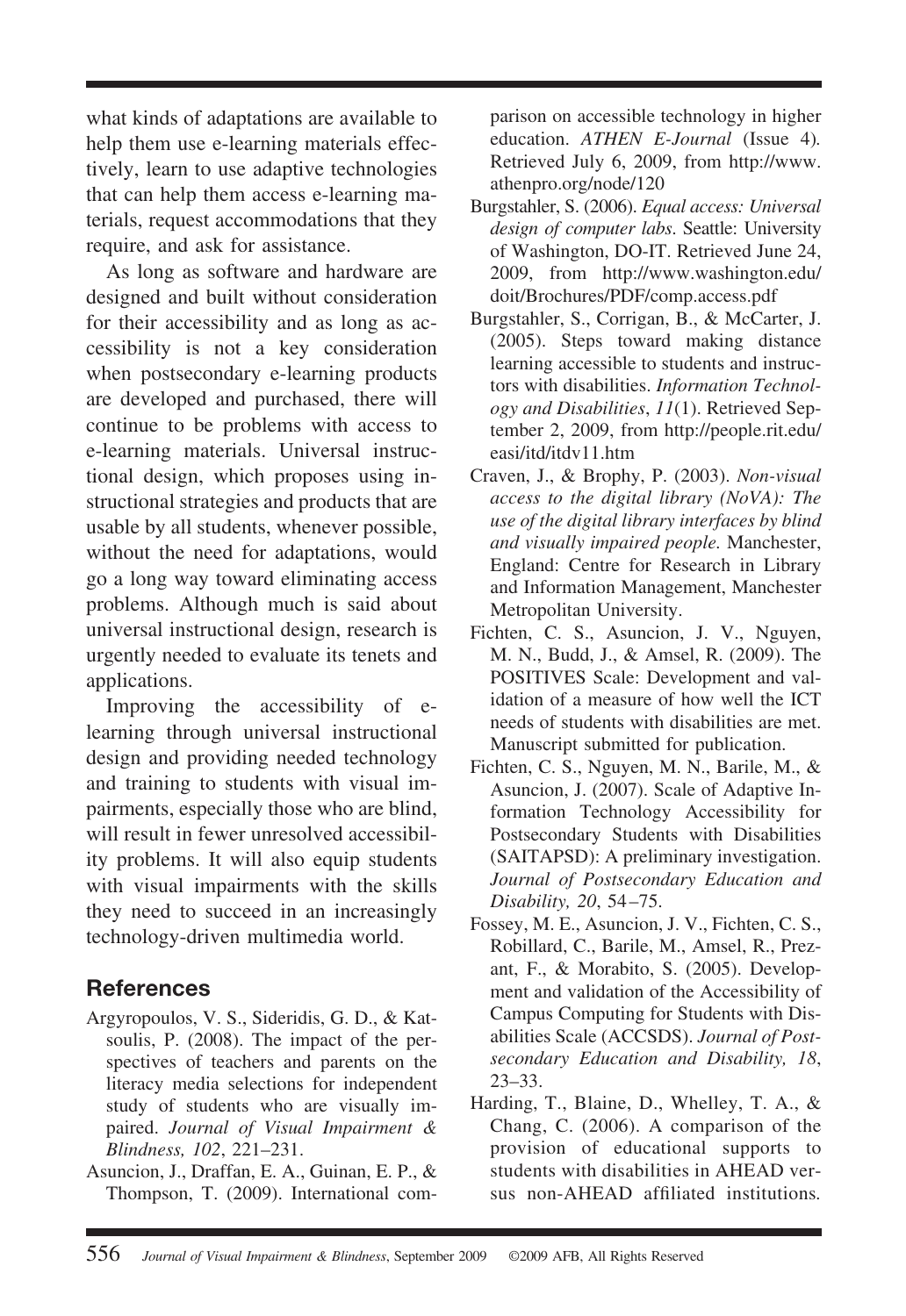what kinds of adaptations are available to help them use e-learning materials effectively, learn to use adaptive technologies that can help them access e-learning materials, request accommodations that they require, and ask for assistance.

As long as software and hardware are designed and built without consideration for their accessibility and as long as accessibility is not a key consideration when postsecondary e-learning products are developed and purchased, there will continue to be problems with access to e-learning materials. Universal instructional design, which proposes using instructional strategies and products that are usable by all students, whenever possible, without the need for adaptations, would go a long way toward eliminating access problems. Although much is said about universal instructional design, research is urgently needed to evaluate its tenets and applications.

Improving the accessibility of e-learning through universal instructional design and providing needed technology and training to students with visual impairments, especially those who are blind, will result in fewer unresolved accessibility problems. It will also equip students with visual impairments with the skills they need to succeed in an increasingly technology-driven multimedia world.

## References

Argyropoulos, V. S., Sideridis, G. D., & Katsoulis, P. (2008). The impact of the perspectives of teachers and parents on the literacy media selections for independent study of students who are visually impaired. *Journal of Visual Impairment & Blindness, 102*, 221–231.

Asuncion, J., Draffan, E. A., Guinan, E. P., & Thompson, T. (2009). International comparison on accessible technology in higher education. *ATHEN E-Journal* (Issue 4). Retrieved July 6, 2009, from http://www.athenpro.org/node/120

Burgstahler, S. (2006). *Equal access: Universal design of computer labs*. Seattle: University of Washington, DO-IT. Retrieved June 24, 2009, from http://www.washington.edu/doit/Brochures/PDF/comp.access.pdf

Burgstahler, S., Corrigan, B., & McCarter, J. (2005). Steps toward making distance learning accessible to students and instructors with disabilities. *Information Technology and Disabilities*, *11*(1). Retrieved September 2, 2009, from http://people.rit.edu/easi/itd/itdv11.htm

Craven, J., & Brophy, P. (2003). *Non-visual access to the digital library (NoVA): The use of the digital library interfaces by blind and visually impaired people.* Manchester, England: Centre for Research in Library and Information Management, Manchester Metropolitan University.

Fichten, C. S., Asuncion, J. V., Nguyen, M. N., Budd, J., & Amsel, R. (2009). The POSITIVES Scale: Development and validation of a measure of how well the ICT needs of students with disabilities are met. Manuscript submitted for publication.

Fichten, C. S., Nguyen, M. N., Barile, M., & Asuncion, J. (2007). Scale of Adaptive Information Technology Accessibility for Postsecondary Students with Disabilities (SAITAPSD): A preliminary investigation. *Journal of Postsecondary Education and Disability, 20*, 54–75.

Fossey, M. E., Asuncion, J. V., Fichten, C. S., Robillard, C., Barile, M., Amsel, R., Prezant, F., & Morabito, S. (2005). Development and validation of the Accessibility of Campus Computing for Students with Disabilities Scale (ACCSDS). *Journal of Postsecondary Education and Disability, 18*, 23–33.

Harding, T., Blaine, D., Whelley, T. A., & Chang, C. (2006). A comparison of the provision of educational supports to students with disabilities in AHEAD versus non-AHEAD affiliated institutions.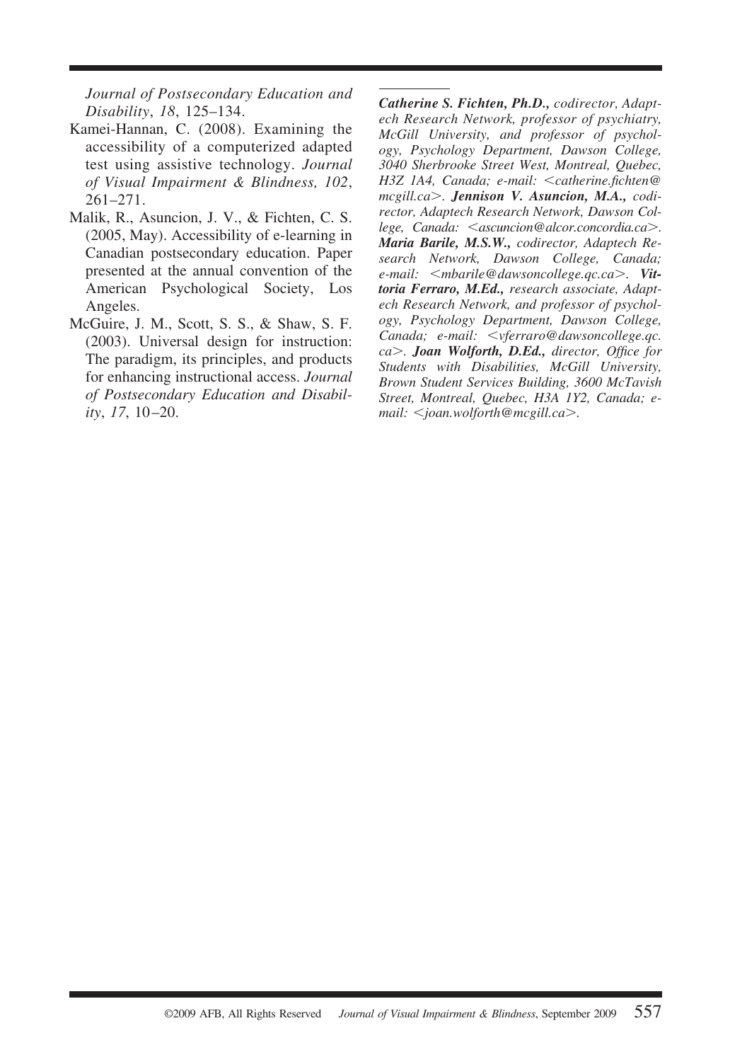*Journal of Postsecondary Education and Disability*, *18*, 125–134.

Kamei-Hannan, C. (2008). Examining the accessibility of a computerized adapted test using assistive technology. *Journal of Visual Impairment & Blindness, 102*, 261–271.

Malik, R., Asuncion, J. V., & Fichten, C. S. (2005, May). Accessibility of e-learning in Canadian postsecondary education. Paper presented at the annual convention of the American Psychological Society, Los Angeles.

McGuire, J. M., Scott, S. S., & Shaw, S. F. (2003). Universal design for instruction: The paradigm, its principles, and products for enhancing instructional access. *Journal of Postsecondary Education and Disability*, *17*, 10–20.

---

***Catherine S. Fichten, Ph.D.,*** *codirector, Adaptech Research Network, professor of psychiatry, McGill University, and professor of psychology, Psychology Department, Dawson College, 3040 Sherbrooke Street West, Montreal, Quebec, H3Z 1A4, Canada; e-mail: <catherine.fichten@mcgill.ca>.* ***Jennison V. Asuncion, M.A.,*** *codirector, Adaptech Research Network, Dawson College, Canada: <ascuncion@alcor.concordia.ca>.* ***Maria Barile, M.S.W.,*** *codirector, Adaptech Research Network, Dawson College, Canada; e-mail: <mbarile@dawsoncollege.qc.ca>.* ***Vittoria Ferraro, M.Ed.,*** *research associate, Adaptech Research Network, and professor of psychology, Psychology Department, Dawson College, Canada; e-mail: <vferraro@dawsoncollege.qc.ca>.* ***Joan Wolforth, D.Ed.,*** *director, Office for Students with Disabilities, McGill University, Brown Student Services Building, 3600 McTavish Street, Montreal, Quebec, H3A 1Y2, Canada; e-mail: <joan.wolforth@mcgill.ca>.*